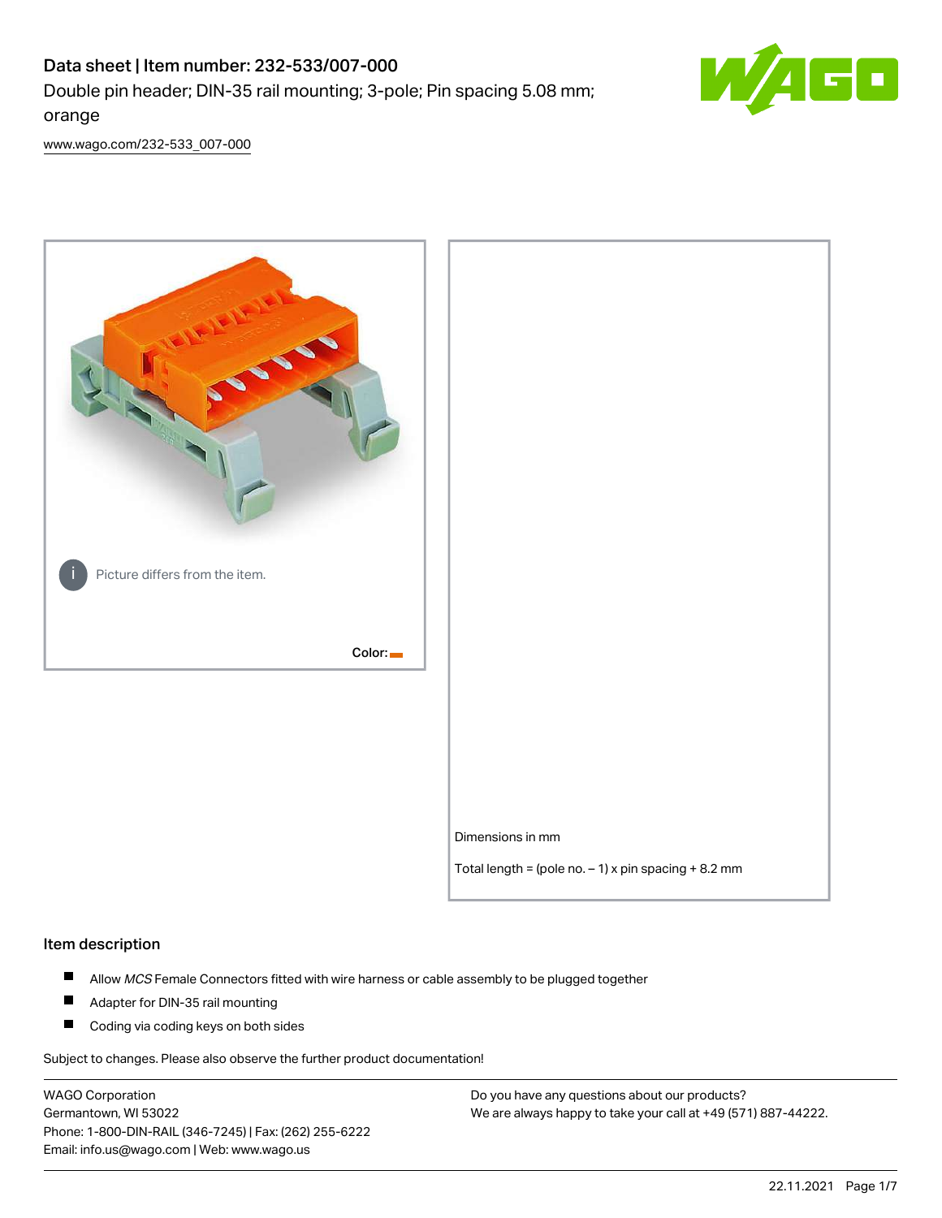# Data sheet | Item number: 232-533/007-000

Double pin header; DIN-35 rail mounting; 3-pole; Pin spacing 5.08 mm; orange

www.wago.com/232-533_007-000

Picture differs from the item.

Color:

Dimensions in mm

Total length = (pole no. – 1) x pin spacing + 8.2 mm

## Item description

- Allow *MCS* Female Connectors fitted with wire harness or cable assembly to be plugged together
- Adapter for DIN-35 rail mounting
- Coding via coding keys on both sides

Subject to changes. Please also observe the further product documentation!

WAGO Corporation
Germantown, WI 53022
Phone: 1-800-DIN-RAIL (346-7245) | Fax: (262) 255-6222
Email: info.us@wago.com | Web: www.wago.us

Do you have any questions about our products?
We are always happy to take your call at +49 (571) 887-44222.

22.11.2021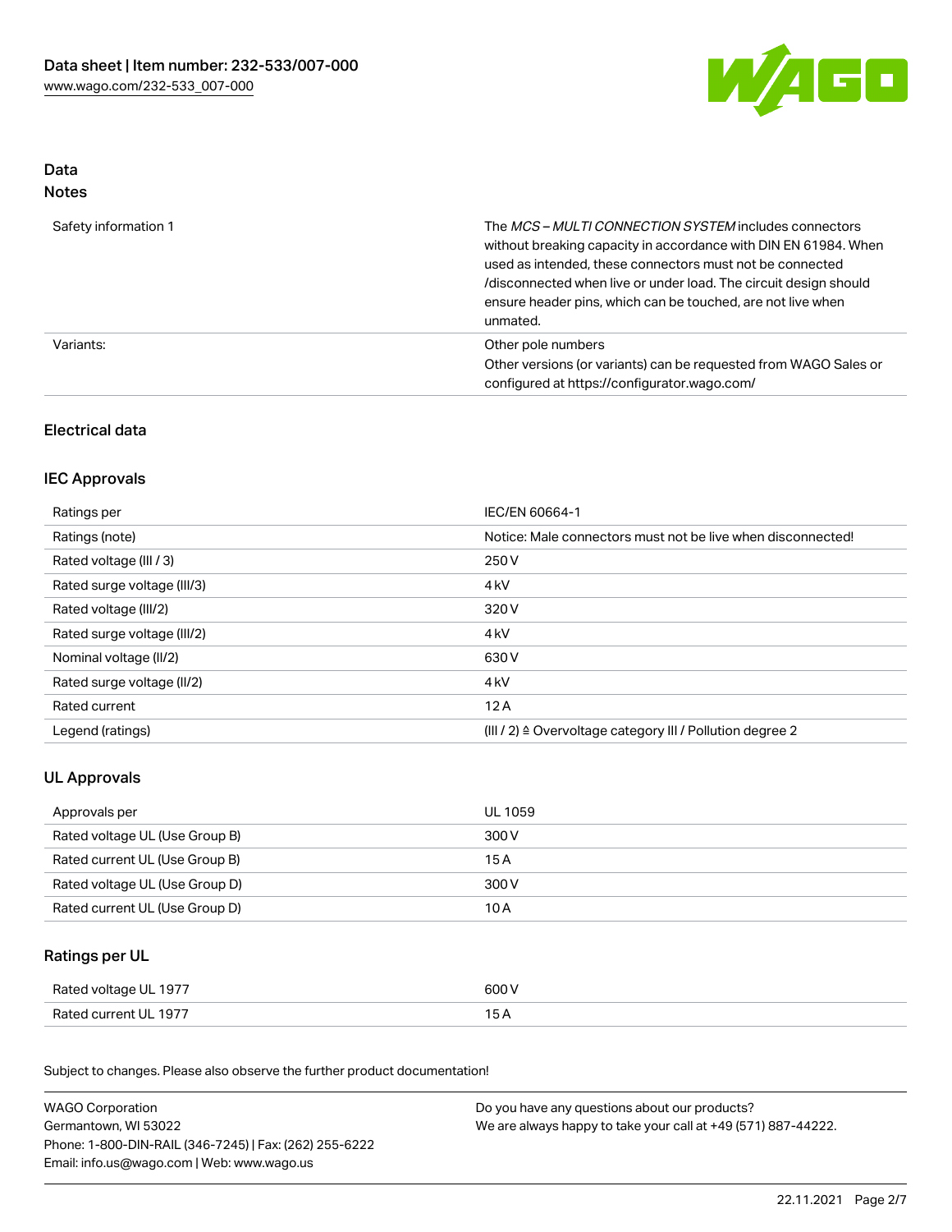# Data

## Notes

| | |
|---|---|
| Safety information 1 | The *MCS – MULTI CONNECTION SYSTEM* includes connectors without breaking capacity in accordance with DIN EN 61984. When used as intended, these connectors must not be connected /disconnected when live or under load. The circuit design should ensure header pins, which can be touched, are not live when unmated. |
| Variants: | Other pole numbers<br>Other versions (or variants) can be requested from WAGO Sales or configured at https://configurator.wago.com/ |

## Electrical data

### IEC Approvals

| | |
|---|---|
| Ratings per | IEC/EN 60664-1 |
| Ratings (note) | Notice: Male connectors must not be live when disconnected! |
| Rated voltage (III / 3) | 250 V |
| Rated surge voltage (III/3) | 4 kV |
| Rated voltage (III/2) | 320 V |
| Rated surge voltage (III/2) | 4 kV |
| Nominal voltage (II/2) | 630 V |
| Rated surge voltage (II/2) | 4 kV |
| Rated current | 12 A |
| Legend (ratings) | (III / 2) ≙ Overvoltage category III / Pollution degree 2 |

### UL Approvals

| | |
|---|---|
| Approvals per | UL 1059 |
| Rated voltage UL (Use Group B) | 300 V |
| Rated current UL (Use Group B) | 15 A |
| Rated voltage UL (Use Group D) | 300 V |
| Rated current UL (Use Group D) | 10 A |

### Ratings per UL

| | |
|---|---|
| Rated voltage UL 1977 | 600 V |
| Rated current UL 1977 | 15 A |

Subject to changes. Please also observe the further product documentation!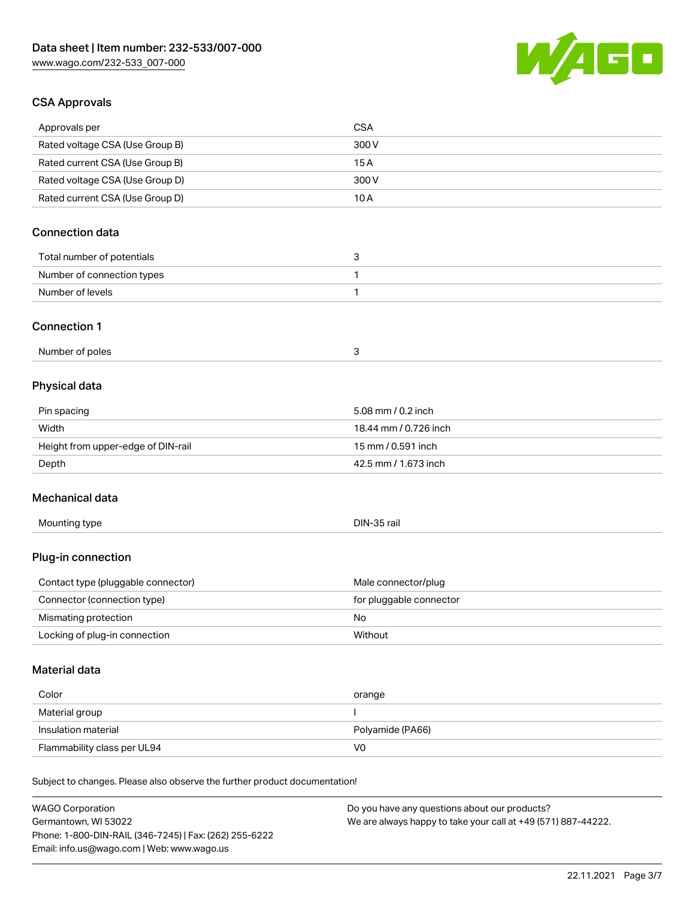## CSA Approvals

| | |
|---|---|
| Approvals per | CSA |
| Rated voltage CSA (Use Group B) | 300 V |
| Rated current CSA (Use Group B) | 15 A |
| Rated voltage CSA (Use Group D) | 300 V |
| Rated current CSA (Use Group D) | 10 A |

## Connection data

| | |
|---|---|
| Total number of potentials | 3 |
| Number of connection types | 1 |
| Number of levels | 1 |

## Connection 1

| | |
|---|---|
| Number of poles | 3 |

## Physical data

| | |
|---|---|
| Pin spacing | 5.08 mm / 0.2 inch |
| Width | 18.44 mm / 0.726 inch |
| Height from upper-edge of DIN-rail | 15 mm / 0.591 inch |
| Depth | 42.5 mm / 1.673 inch |

## Mechanical data

| | |
|---|---|
| Mounting type | DIN-35 rail |

## Plug-in connection

| | |
|---|---|
| Contact type (pluggable connector) | Male connector/plug |
| Connector (connection type) | for pluggable connector |
| Mismating protection | No |
| Locking of plug-in connection | Without |

## Material data

| | |
|---|---|
| Color | orange |
| Material group | I |
| Insulation material | Polyamide (PA66) |
| Flammability class per UL94 | V0 |

Subject to changes. Please also observe the further product documentation!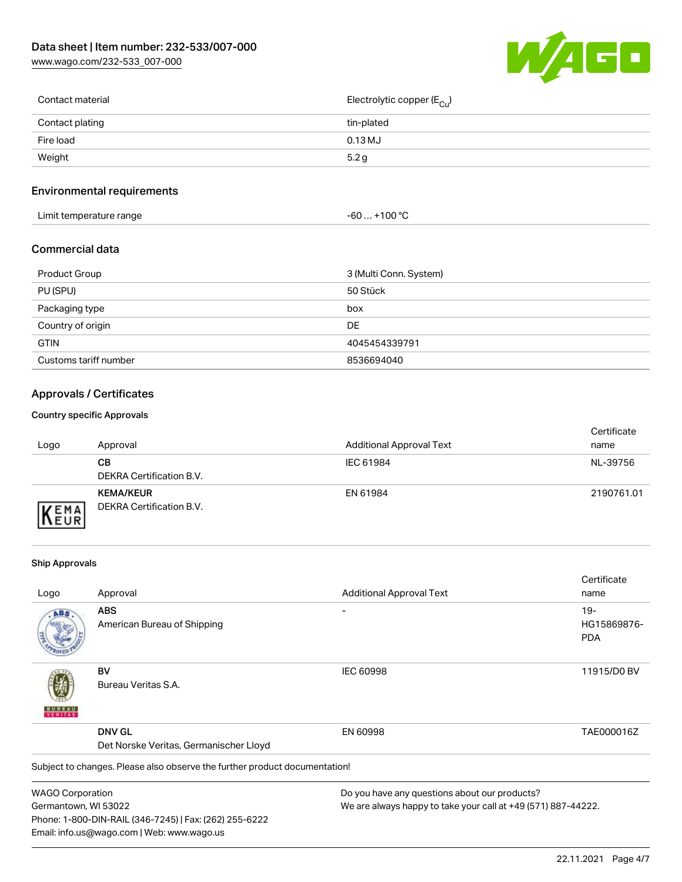| Contact material | Electrolytic copper ($E_{Cu}$) |
| --- | --- |
| Contact plating | tin-plated |
| Fire load | 0.13 MJ |
| Weight | 5.2 g |

## Environmental requirements

| Limit temperature range | -60 … +100 °C |
| --- | --- |

## Commercial data

| Product Group | 3 (Multi Conn. System) |
| --- | --- |
| PU (SPU) | 50 Stück |
| Packaging type | box |
| Country of origin | DE |
| GTIN | 4045454339791 |
| Customs tariff number | 8536694040 |

## Approvals / Certificates

### Country specific Approvals

| Logo | Approval | Additional Approval Text | Certificate name |
| --- | --- | --- | --- |
| | **CB**<br>DEKRA Certification B.V. | IEC 61984 | NL-39756 |
| | **KEMA/KEUR**<br>DEKRA Certification B.V. | EN 61984 | 2190761.01 |

### Ship Approvals

| Logo | Approval | Additional Approval Text | Certificate name |
| --- | --- | --- | --- |
| | **ABS**<br>American Bureau of Shipping | - | 19-HG15869876-PDA |
| | **BV**<br>Bureau Veritas S.A. | IEC 60998 | 11915/D0 BV |
| | **DNV GL**<br>Det Norske Veritas, Germanischer Lloyd | EN 60998 | TAE000016Z |

Subject to changes. Please also observe the further product documentation!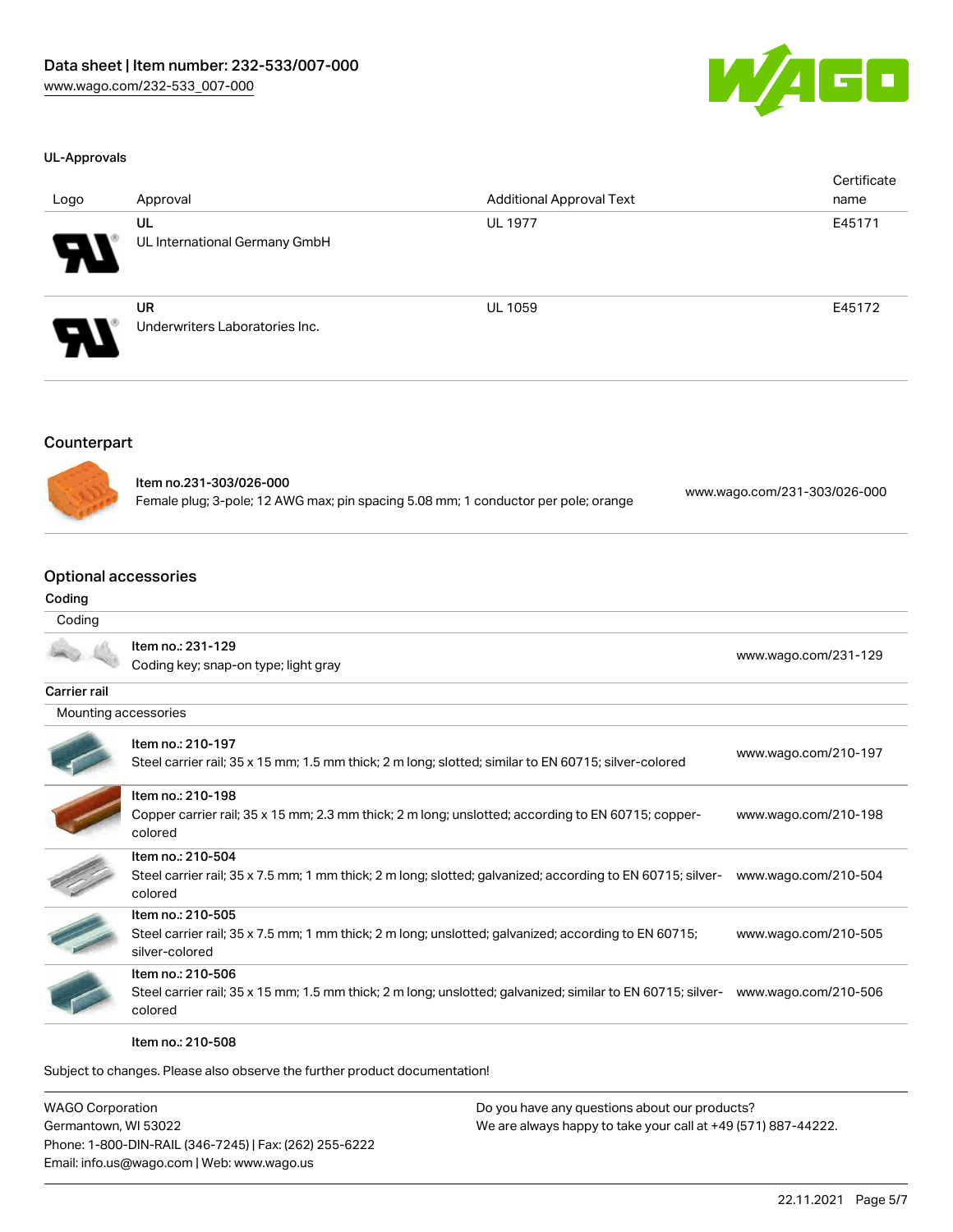### UL-Approvals

| Logo | Approval | Additional Approval Text | Certificate name |
|---|---|---|---|
| | UL<br>UL International Germany GmbH | UL 1977 | E45171 |
| | UR<br>Underwriters Laboratories Inc. | UL 1059 | E45172 |

## Counterpart

| | | |
|---|---|---|
| | Item no.231-303/026-000<br>Female plug; 3-pole; 12 AWG max; pin spacing 5.08 mm; 1 conductor per pole; orange | www.wago.com/231-303/026-000 |

## Optional accessories

### Coding

Coding

| | | |
|---|---|---|
| | Item no.: 231-129<br>Coding key; snap-on type; light gray | www.wago.com/231-129 |

### Carrier rail

Mounting accessories

| | | |
|---|---|---|
| | Item no.: 210-197<br>Steel carrier rail; 35 x 15 mm; 1.5 mm thick; 2 m long; slotted; similar to EN 60715; silver-colored | www.wago.com/210-197 |
| | Item no.: 210-198<br>Copper carrier rail; 35 x 15 mm; 2.3 mm thick; 2 m long; unslotted; according to EN 60715; copper-colored | www.wago.com/210-198 |
| | Item no.: 210-504<br>Steel carrier rail; 35 x 7.5 mm; 1 mm thick; 2 m long; slotted; galvanized; according to EN 60715; silver-colored | www.wago.com/210-504 |
| | Item no.: 210-505<br>Steel carrier rail; 35 x 7.5 mm; 1 mm thick; 2 m long; unslotted; galvanized; according to EN 60715; silver-colored | www.wago.com/210-505 |
| | Item no.: 210-506<br>Steel carrier rail; 35 x 15 mm; 1.5 mm thick; 2 m long; unslotted; galvanized; similar to EN 60715; silver-colored | www.wago.com/210-506 |
| | Item no.: 210-508 | |

Subject to changes. Please also observe the further product documentation!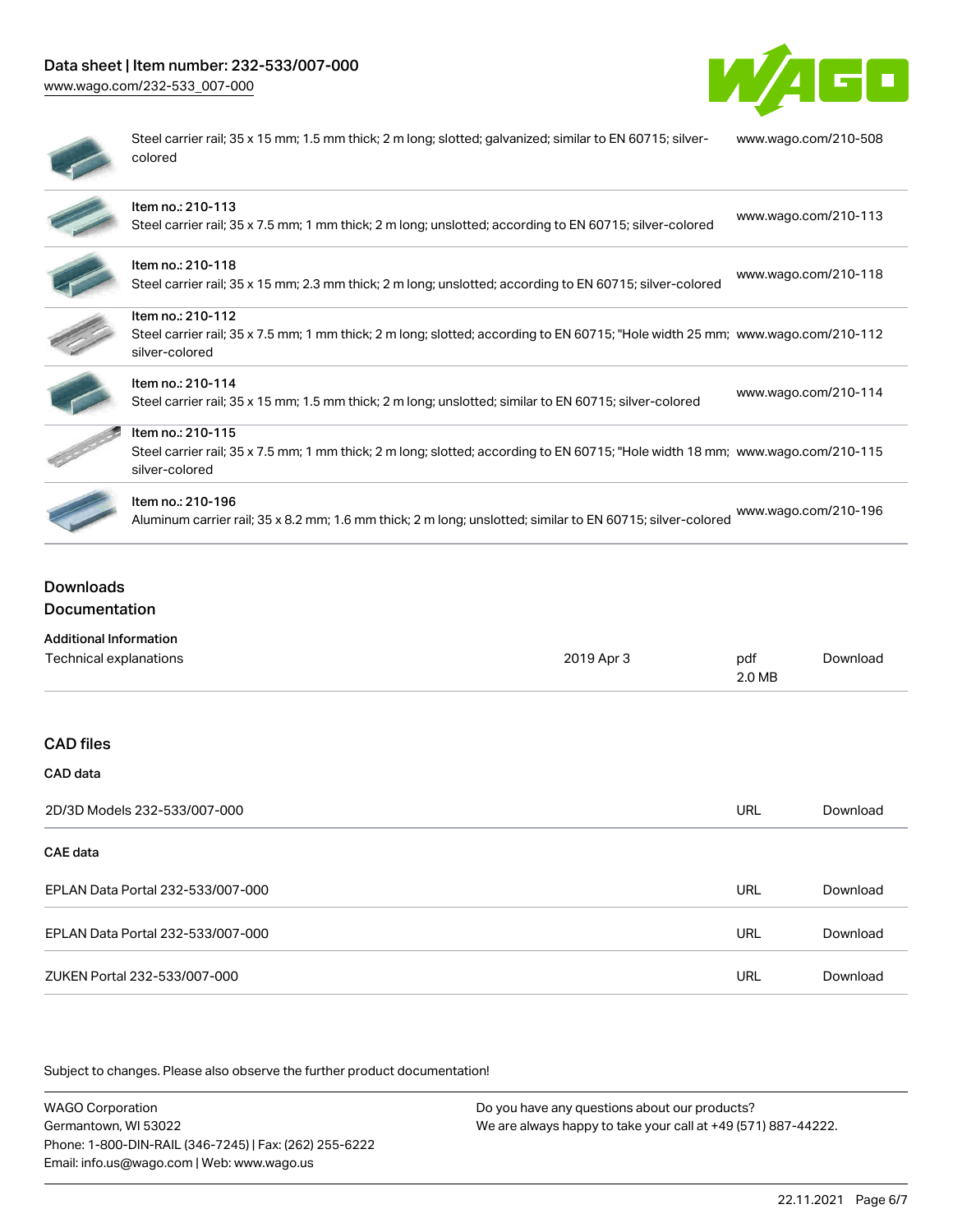| | | |
|---|---|---|
| | Steel carrier rail; 35 x 15 mm; 1.5 mm thick; 2 m long; slotted; galvanized; similar to EN 60715; silver-colored | www.wago.com/210-508 |
| | Item no.: 210-113<br>Steel carrier rail; 35 x 7.5 mm; 1 mm thick; 2 m long; unslotted; according to EN 60715; silver-colored | www.wago.com/210-113 |
| | Item no.: 210-118<br>Steel carrier rail; 35 x 15 mm; 2.3 mm thick; 2 m long; unslotted; according to EN 60715; silver-colored | www.wago.com/210-118 |
| | Item no.: 210-112<br>Steel carrier rail; 35 x 7.5 mm; 1 mm thick; 2 m long; slotted; according to EN 60715; "Hole width 25 mm; silver-colored | www.wago.com/210-112 |
| | Item no.: 210-114<br>Steel carrier rail; 35 x 15 mm; 1.5 mm thick; 2 m long; unslotted; similar to EN 60715; silver-colored | www.wago.com/210-114 |
| | Item no.: 210-115<br>Steel carrier rail; 35 x 7.5 mm; 1 mm thick; 2 m long; slotted; according to EN 60715; "Hole width 18 mm; silver-colored | www.wago.com/210-115 |
| | Item no.: 210-196<br>Aluminum carrier rail; 35 x 8.2 mm; 1.6 mm thick; 2 m long; unslotted; similar to EN 60715; silver-colored | www.wago.com/210-196 |

## Downloads

### Documentation

**Additional Information**

| | | | |
|---|---|---|---|
| Technical explanations | 2019 Apr 3 | pdf<br>2.0 MB | Download |

### CAD files

**CAD data**

| | | |
|---|---|---|
| 2D/3D Models 232-533/007-000 | URL | Download |

**CAE data**

| | | |
|---|---|---|
| EPLAN Data Portal 232-533/007-000 | URL | Download |
| EPLAN Data Portal 232-533/007-000 | URL | Download |
| ZUKEN Portal 232-533/007-000 | URL | Download |

Subject to changes. Please also observe the further product documentation!

WAGO Corporation
Germantown, WI 53022
Phone: 1-800-DIN-RAIL (346-7245) | Fax: (262) 255-6222
Email: info.us@wago.com | Web: www.wago.us

Do you have any questions about our products?
We are always happy to take your call at +49 (571) 887-44222.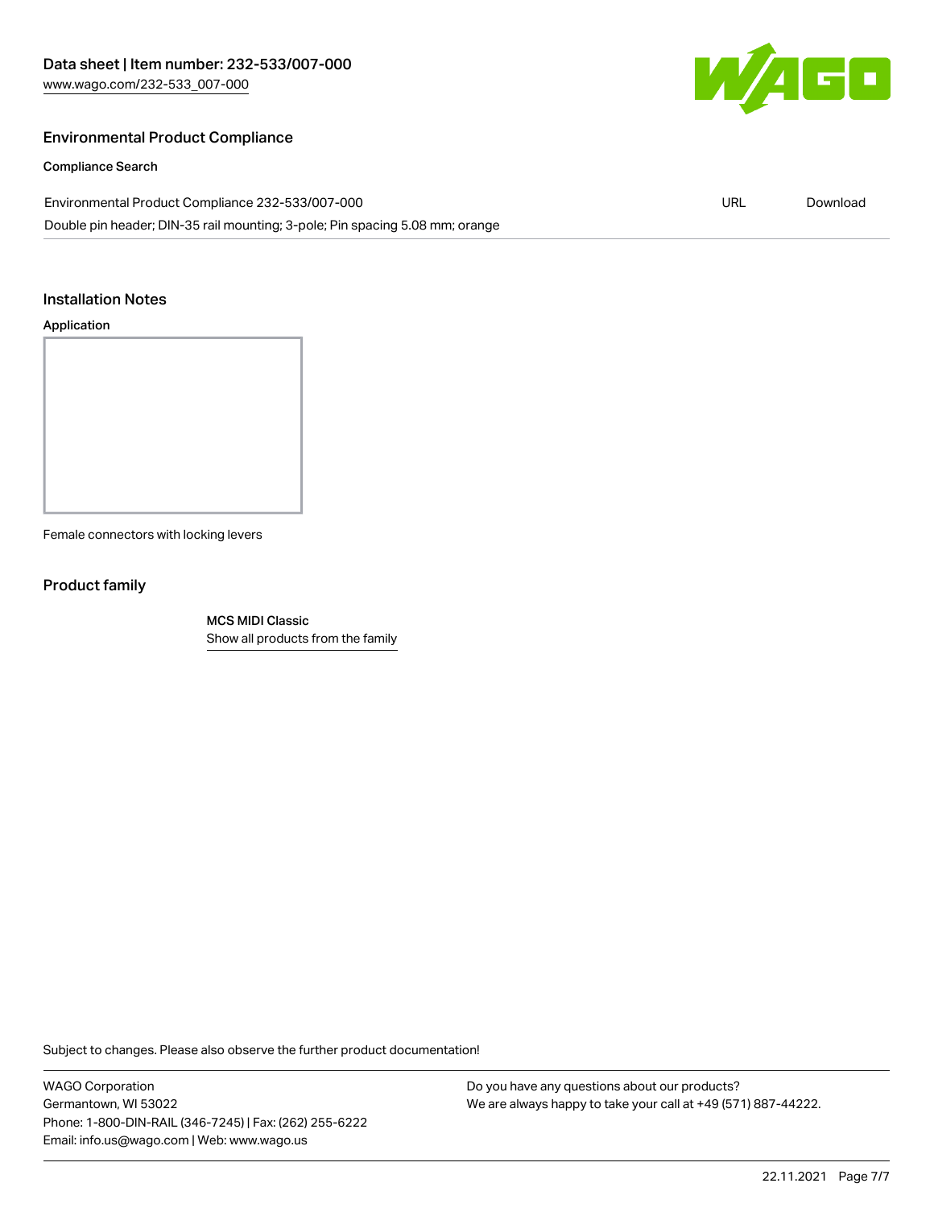## Environmental Product Compliance

### Compliance Search

| | | |
|---|---|---|
| Environmental Product Compliance 232-533/007-000<br>Double pin header; DIN-35 rail mounting; 3-pole; Pin spacing 5.08 mm; orange | URL | Download |

## Installation Notes

### Application

Female connectors with locking levers

## Product family

MCS MIDI Classic
Show all products from the family

Subject to changes. Please also observe the further product documentation!

WAGO Corporation
Germantown, WI 53022
Phone: 1-800-DIN-RAIL (346-7245) | Fax: (262) 255-6222
Email: info.us@wago.com | Web: www.wago.us

Do you have any questions about our products?
We are always happy to take your call at +49 (571) 887-44222.